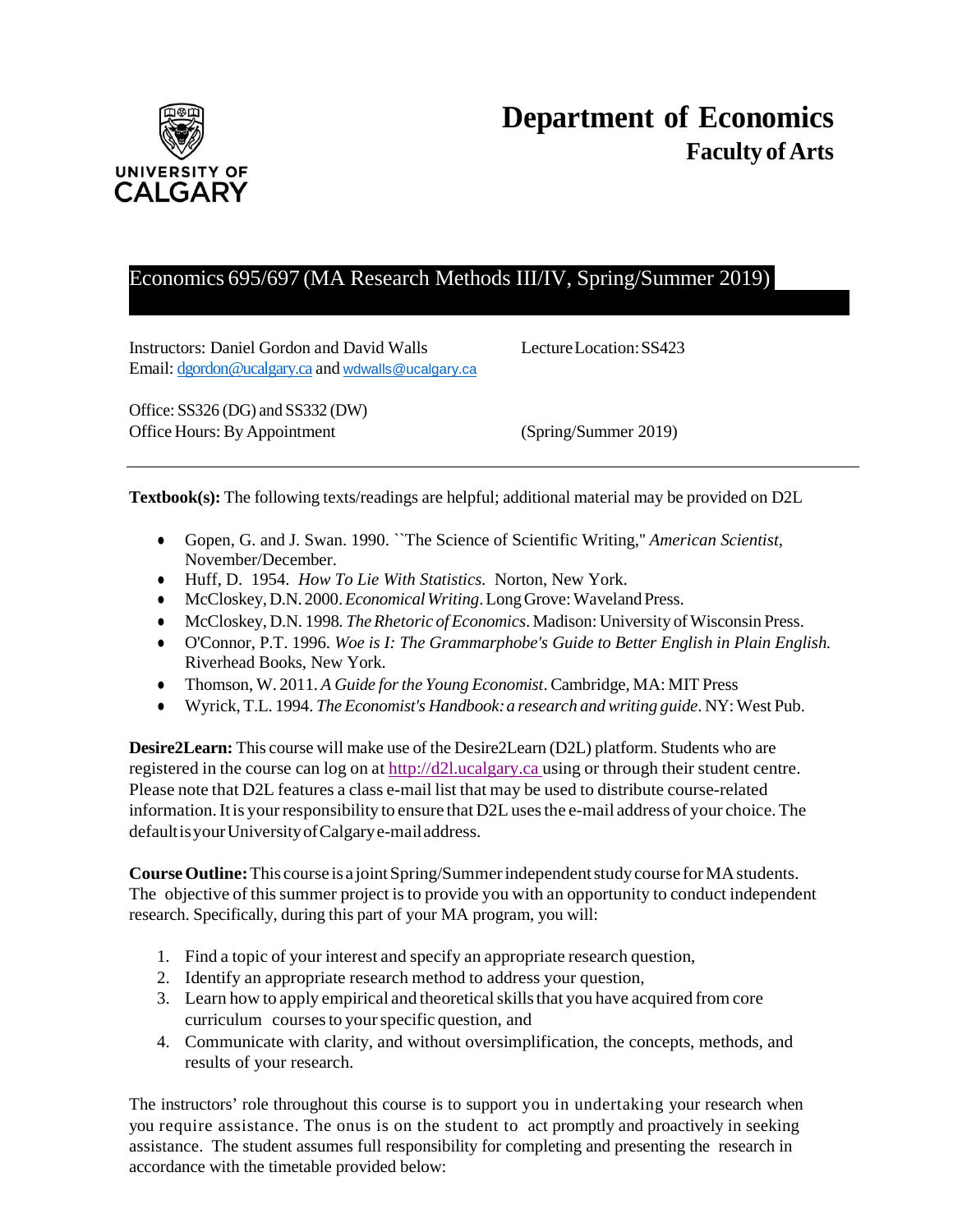# Department of Economics

## Faculty of Arts

UNIVERSITY OF CALGARY

## Economics 695/697 (MA Research Methods III/IV, Spring/Summer 2019)

Instructors: Daniel Gordon and David Walls
Email: dgordon@ucalgary.ca and wdwalls@ucalgary.ca

Lecture Location: SS423

Office: SS326 (DG) and SS332 (DW)
Office Hours: By Appointment

(Spring/Summer 2019)

---

**Textbook(s):** The following texts/readings are helpful; additional material may be provided on D2L

- Gopen, G. and J. Swan. 1990. ``The Science of Scientific Writing," *American Scientist*, November/December.
- Huff, D. 1954. *How To Lie With Statistics.* Norton, New York.
- McCloskey, D.N. 2000. *Economical Writing*. Long Grove: Waveland Press.
- McCloskey, D.N. 1998. *The Rhetoric of Economics*. Madison: University of Wisconsin Press.
- O'Connor, P.T. 1996. *Woe is I: The Grammarphobe's Guide to Better English in Plain English.* Riverhead Books, New York.
- Thomson, W. 2011. *A Guide for the Young Economist*. Cambridge, MA: MIT Press
- Wyrick, T.L. 1994. *The Economist's Handbook: a research and writing guide*. NY: West Pub.

**Desire2Learn:** This course will make use of the Desire2Learn (D2L) platform. Students who are registered in the course can log on at http://d2l.ucalgary.ca using or through their student centre. Please note that D2L features a class e-mail list that may be used to distribute course-related information. It is your responsibility to ensure that D2L uses the e-mail address of your choice. The default is your University of Calgary e-mail address.

**Course Outline:** This course is a joint Spring/Summer independent study course for MA students. The objective of this summer project is to provide you with an opportunity to conduct independent research. Specifically, during this part of your MA program, you will:

1. Find a topic of your interest and specify an appropriate research question,
2. Identify an appropriate research method to address your question,
3. Learn how to apply empirical and theoretical skills that you have acquired from core curriculum courses to your specific question, and
4. Communicate with clarity, and without oversimplification, the concepts, methods, and results of your research.

The instructors' role throughout this course is to support you in undertaking your research when you require assistance. The onus is on the student to act promptly and proactively in seeking assistance. The student assumes full responsibility for completing and presenting the research in accordance with the timetable provided below: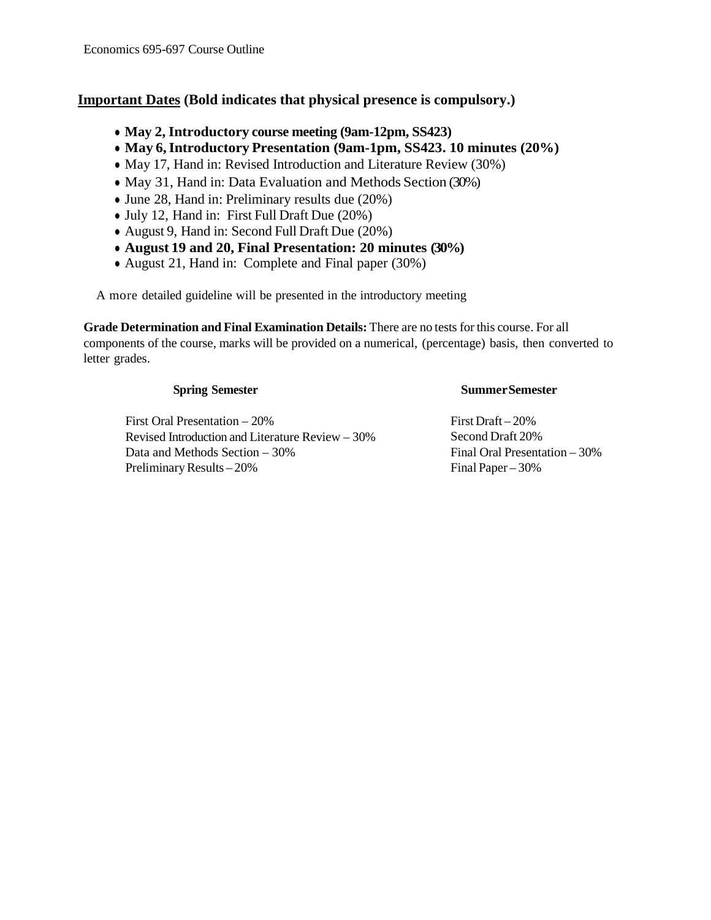## Important Dates (Bold indicates that physical presence is compulsory.)

- **May 2, Introductory course meeting (9am-12pm, SS423)**
- **May 6, Introductory Presentation (9am-1pm, SS423. 10 minutes (20%)**
- May 17, Hand in: Revised Introduction and Literature Review (30%)
- May 31, Hand in: Data Evaluation and Methods Section (30%)
- June 28, Hand in: Preliminary results due (20%)
- July 12, Hand in: First Full Draft Due (20%)
- August 9, Hand in: Second Full Draft Due (20%)
- **August 19 and 20, Final Presentation: 20 minutes (30%)**
- August 21, Hand in: Complete and Final paper (30%)

A more detailed guideline will be presented in the introductory meeting

**Grade Determination and Final Examination Details:** There are no tests for this course. For all components of the course, marks will be provided on a numerical, (percentage) basis, then converted to letter grades.

| Spring Semester | Summer Semester |
|---|---|
| First Oral Presentation – 20% | First Draft – 20% |
| Revised Introduction and Literature Review – 30% | Second Draft 20% |
| Data and Methods Section – 30% | Final Oral Presentation – 30% |
| Preliminary Results – 20% | Final Paper – 30% |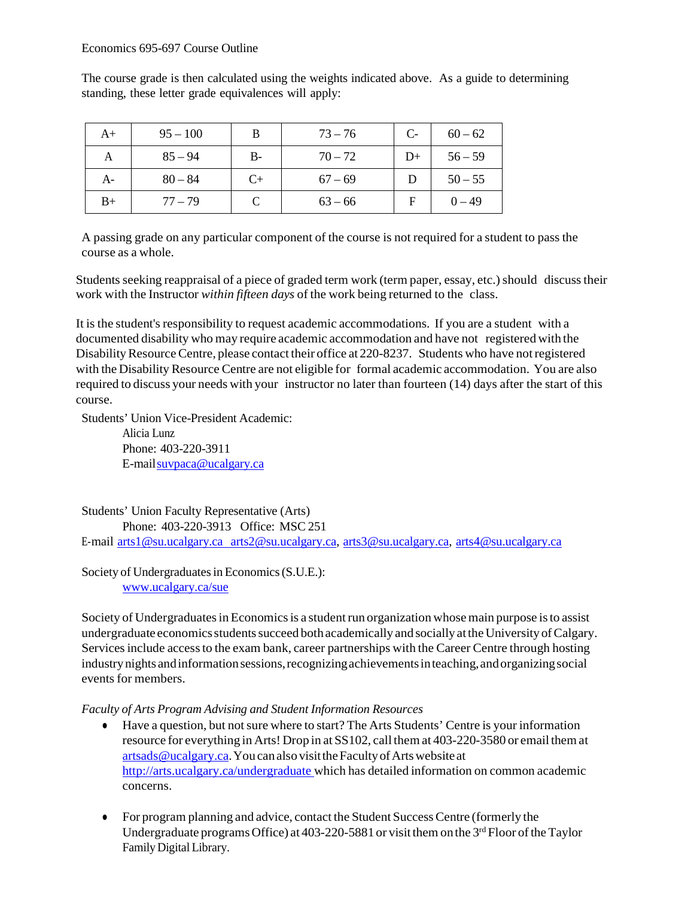Economics 695-697 Course Outline

The course grade is then calculated using the weights indicated above. As a guide to determining standing, these letter grade equivalences will apply:

| | | | | | |
|---|---|---|---|---|---|
| A+ | 95 – 100 | B | 73 – 76 | C- | 60 – 62 |
| A | 85 – 94 | B- | 70 – 72 | D+ | 56 – 59 |
| A- | 80 – 84 | C+ | 67 – 69 | D | 50 – 55 |
| B+ | 77 – 79 | C | 63 – 66 | F | 0 – 49 |

A passing grade on any particular component of the course is not required for a student to pass the course as a whole.

Students seeking reappraisal of a piece of graded term work (term paper, essay, etc.) should discuss their work with the Instructor *within fifteen days* of the work being returned to the class.

It is the student's responsibility to request academic accommodations. If you are a student with a documented disability who may require academic accommodation and have not registered with the Disability Resource Centre, please contact their office at 220-8237. Students who have not registered with the Disability Resource Centre are not eligible for formal academic accommodation. You are also required to discuss your needs with your instructor no later than fourteen (14) days after the start of this course.

Students' Union Vice-President Academic:
Alicia Lunz
Phone: 403-220-3911
E-mail suvpaca@ucalgary.ca

Students' Union Faculty Representative (Arts)
Phone: 403-220-3913 Office: MSC 251
E-mail arts1@su.ucalgary.ca arts2@su.ucalgary.ca, arts3@su.ucalgary.ca, arts4@su.ucalgary.ca

Society of Undergraduates in Economics (S.U.E.):
www.ucalgary.ca/sue

Society of Undergraduates in Economics is a student run organization whose main purpose is to assist undergraduate economics students succeed both academically and socially at the University of Calgary. Services include access to the exam bank, career partnerships with the Career Centre through hosting industry nights and information sessions, recognizing achievements in teaching, and organizing social events for members.

*Faculty of Arts Program Advising and Student Information Resources*

- Have a question, but not sure where to start? The Arts Students' Centre is your information resource for everything in Arts! Drop in at SS102, call them at 403-220-3580 or email them at artsads@ucalgary.ca. You can also visit the Faculty of Arts website at http://arts.ucalgary.ca/undergraduate which has detailed information on common academic concerns.

- For program planning and advice, contact the Student Success Centre (formerly the Undergraduate programs Office) at 403-220-5881 or visit them on the 3rd Floor of the Taylor Family Digital Library.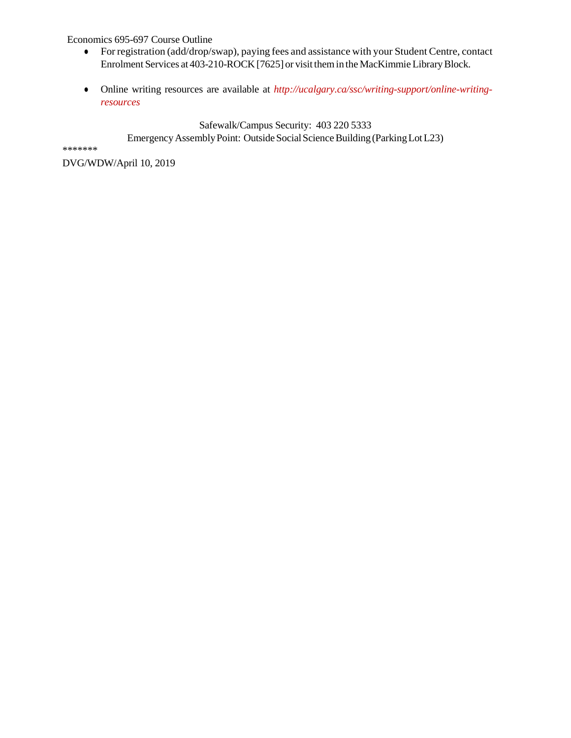- For registration (add/drop/swap), paying fees and assistance with your Student Centre, contact Enrolment Services at 403-210-ROCK [7625] or visit them in the MacKimmie Library Block.

- Online writing resources are available at *http://ucalgary.ca/ssc/writing-support/online-writing-resources*

Safewalk/Campus Security: 403 220 5333
Emergency Assembly Point: Outside Social Science Building (Parking Lot L23)

*******

DVG/WDW/April 10, 2019